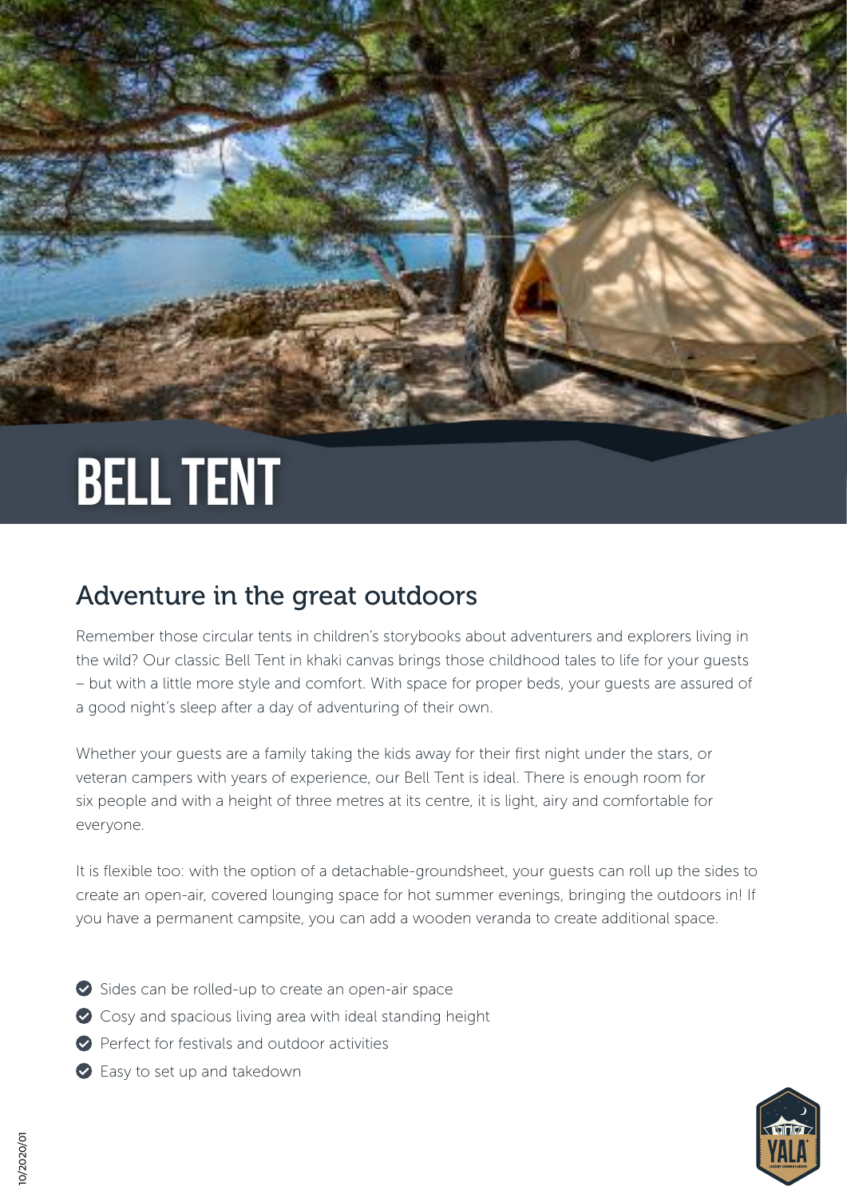# BELL TENT

## Adventure in the great outdoors

Remember those circular tents in children's storybooks about adventurers and explorers living in the wild? Our classic Bell Tent in khaki canvas brings those childhood tales to life for your guests – but with a little more style and comfort. With space for proper beds, your guests are assured of a good night's sleep after a day of adventuring of their own.

Whether your guests are a family taking the kids away for their first night under the stars, or veteran campers with years of experience, our Bell Tent is ideal. There is enough room for six people and with a height of three metres at its centre, it is light, airy and comfortable for everyone.

It is flexible too: with the option of a detachable-groundsheet, your guests can roll up the sides to create an open-air, covered lounging space for hot summer evenings, bringing the outdoors in! If you have a permanent campsite, you can add a wooden veranda to create additional space.

- Sides can be rolled-up to create an open-air space
- Cosy and spacious living area with ideal standing height
- Perfect for festivals and outdoor activities
- Easy to set up and takedown

10/2020/01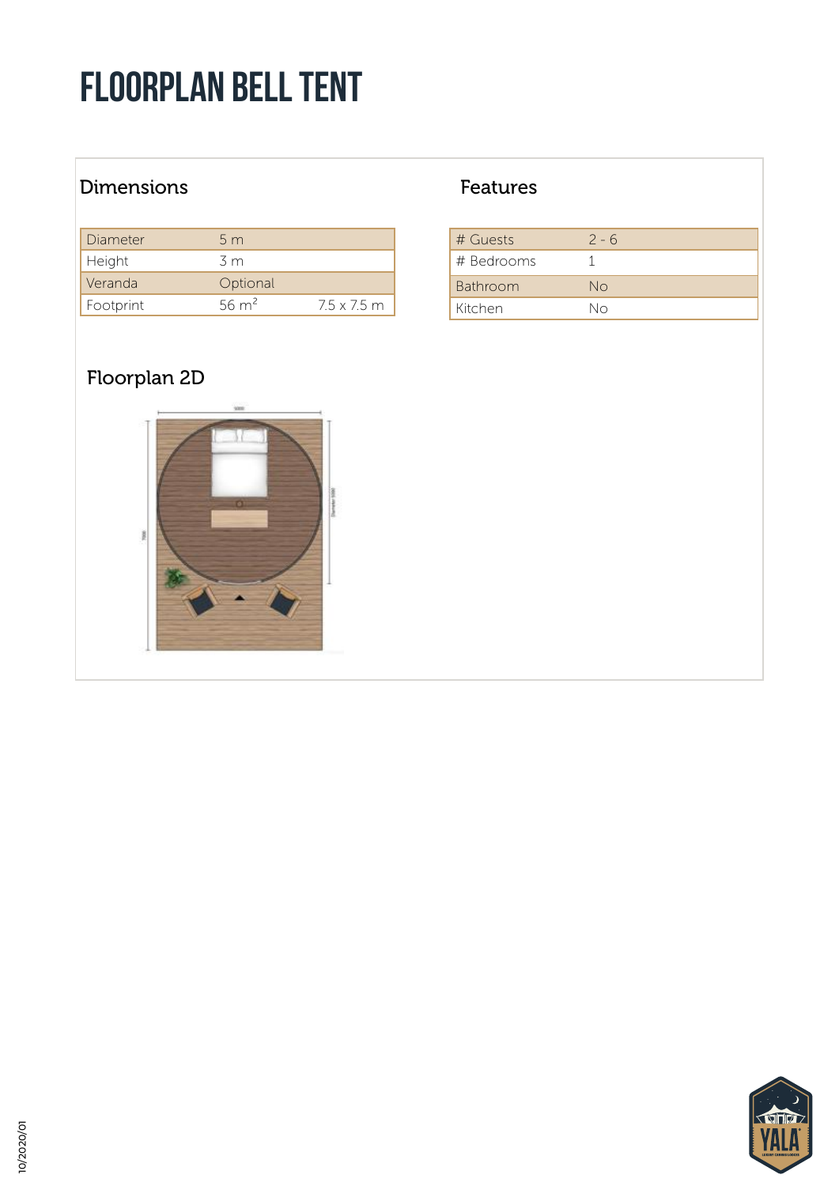# FLOORPLAN BELL TENT

## Dimensions

| Diameter | 5 m | |
|---|---|---|
| Height | 3 m | |
| Veranda | Optional | |
| Footprint | 56 $m^2$ | 7.5 x 7.5 m |

## Features

| # Guests | 2 - 6 |
|---|---|
| # Bedrooms | 1 |
| Bathroom | No |
| Kitchen | No |

## Floorplan 2D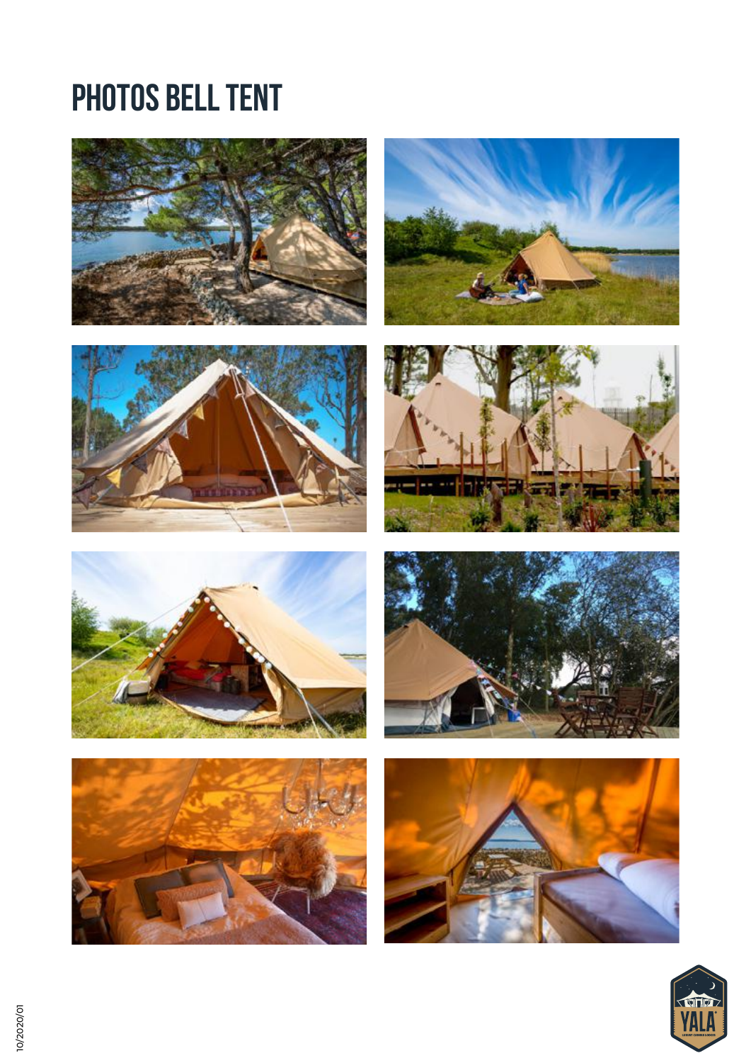# PHOTOS BELL TENT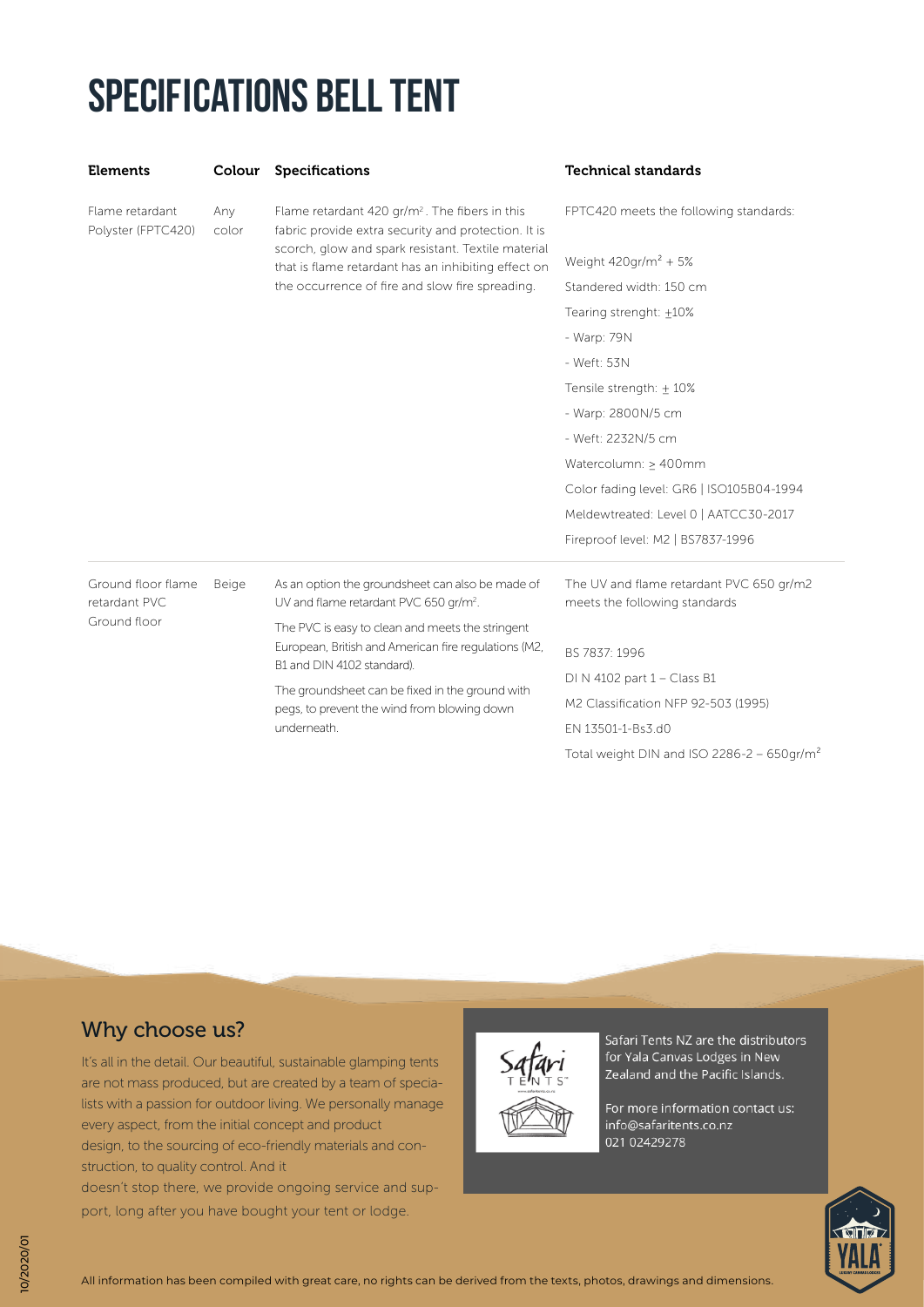# SPECIFICATIONS BELL TENT

| Elements | Colour | Specifications | Technical standards |
| --- | --- | --- | --- |
| Flame retardant Polyster (FPTC420) | Any color | Flame retardant 420 gr/m². The fibers in this fabric provide extra security and protection. It is scorch, glow and spark resistant. Textile material that is flame retardant has an inhibiting effect on the occurrence of fire and slow fire spreading. | FPTC420 meets the following standards:<br><br>Weight 420gr/m² + 5%<br>Standered width: 150 cm<br>Tearing strenght: ±10%<br>- Warp: 79N<br>- Weft: 53N<br>Tensile strength: ± 10%<br>- Warp: 2800N/5 cm<br>- Weft: 2232N/5 cm<br>Watercolumn: ≥ 400mm<br>Color fading level: GR6 \| ISO105B04-1994<br>Meldewtreated: Level 0 \| AATCC30-2017<br>Fireproof level: M2 \| BS7837-1996 |
| Ground floor flame retardant PVC Ground floor | Beige | As an option the groundsheet can also be made of UV and flame retardant PVC 650 gr/m².<br>The PVC is easy to clean and meets the stringent European, British and American fire regulations (M2, B1 and DIN 4102 standard).<br>The groundsheet can be fixed in the ground with pegs, to prevent the wind from blowing down underneath. | The UV and flame retardant PVC 650 gr/m2 meets the following standards<br><br>BS 7837: 1996<br>DI N 4102 part 1 – Class B1<br>M2 Classification NFP 92-503 (1995)<br>EN 13501-1-Bs3.d0<br>Total weight DIN and ISO 2286-2 – 650gr/m² |

## Why choose us?

It's all in the detail. Our beautiful, sustainable glamping tents are not mass produced, but are created by a team of specialists with a passion for outdoor living. We personally manage every aspect, from the initial concept and product design, to the sourcing of eco-friendly materials and construction, to quality control. And it doesn't stop there, we provide ongoing service and support, long after you have bought your tent or lodge.

Safari Tents NZ are the distributors for Yala Canvas Lodges in New Zealand and the Pacific Islands.

For more information contact us:
info@safaritents.co.nz
021 02429278

All information has been compiled with great care, no rights can be derived from the texts, photos, drawings and dimensions.

10/2020/01